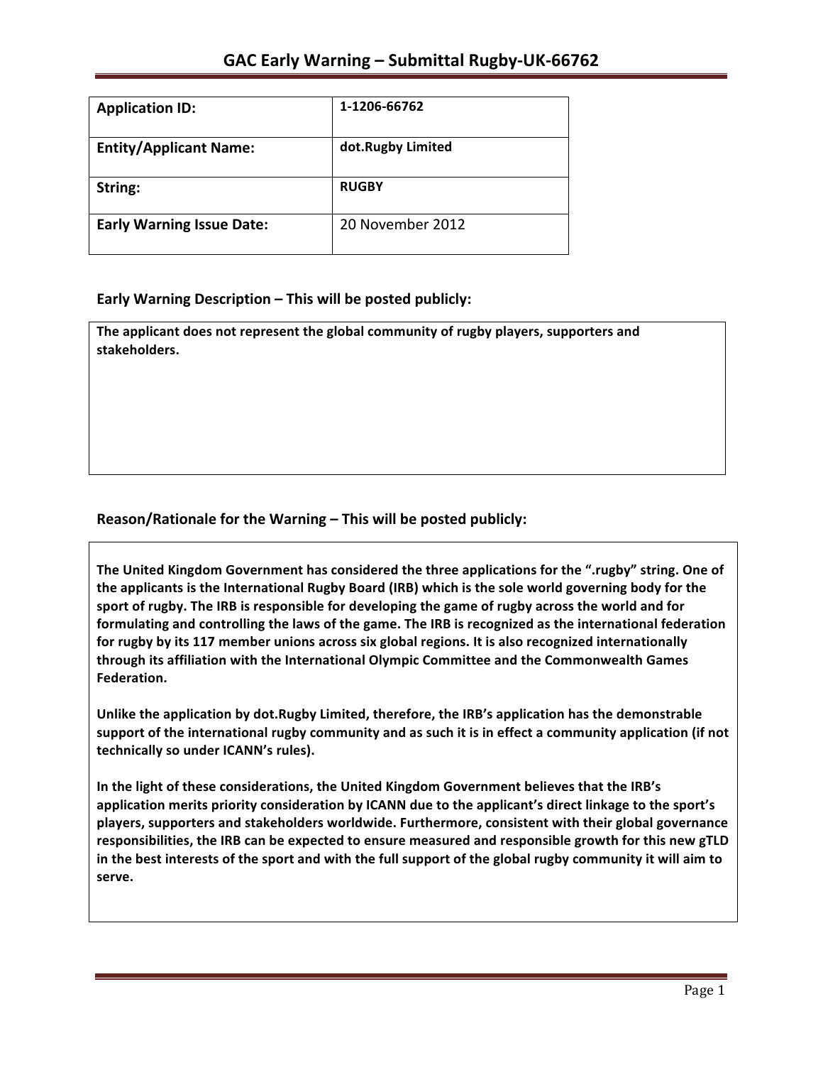# GAC Early Warning – Submittal Rugby-UK-66762

| Application ID: | 1-1206-66762 |
|---|---|
| Entity/Applicant Name: | dot.Rugby Limited |
| String: | RUGBY |
| Early Warning Issue Date: | 20 November 2012 |

## Early Warning Description – This will be posted publicly:

**The applicant does not represent the global community of rugby players, supporters and stakeholders.**

## Reason/Rationale for the Warning – This will be posted publicly:

**The United Kingdom Government has considered the three applications for the ".rugby" string. One of the applicants is the International Rugby Board (IRB) which is the sole world governing body for the sport of rugby. The IRB is responsible for developing the game of rugby across the world and for formulating and controlling the laws of the game. The IRB is recognized as the international federation for rugby by its 117 member unions across six global regions. It is also recognized internationally through its affiliation with the International Olympic Committee and the Commonwealth Games Federation.**

**Unlike the application by dot.Rugby Limited, therefore, the IRB's application has the demonstrable support of the international rugby community and as such it is in effect a community application (if not technically so under ICANN's rules).**

**In the light of these considerations, the United Kingdom Government believes that the IRB's application merits priority consideration by ICANN due to the applicant's direct linkage to the sport's players, supporters and stakeholders worldwide. Furthermore, consistent with their global governance responsibilities, the IRB can be expected to ensure measured and responsible growth for this new gTLD in the best interests of the sport and with the full support of the global rugby community it will aim to serve.**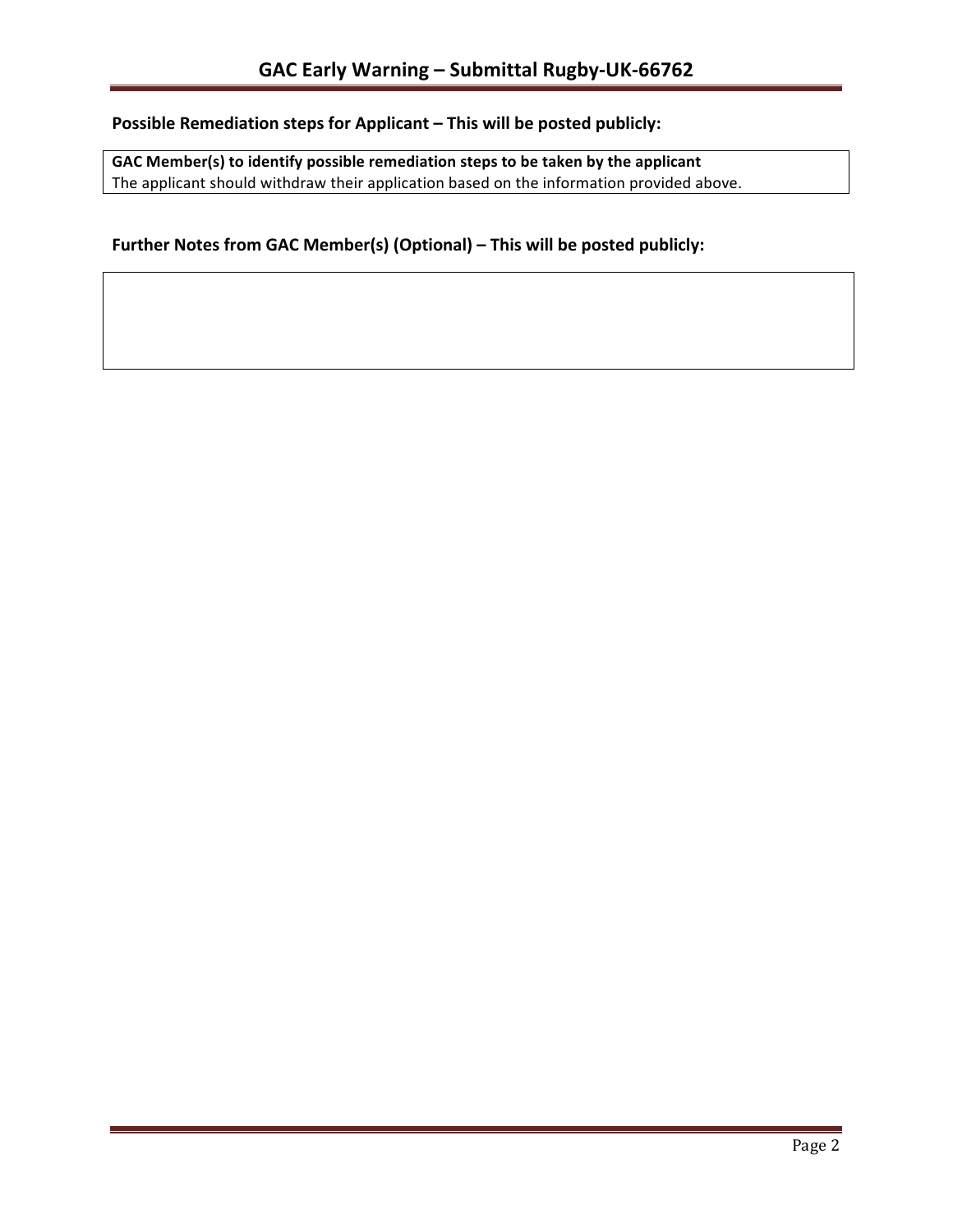## Possible Remediation steps for Applicant – This will be posted publicly:

**GAC Member(s) to identify possible remediation steps to be taken by the applicant**
The applicant should withdraw their application based on the information provided above.

## Further Notes from GAC Member(s) (Optional) – This will be posted publicly: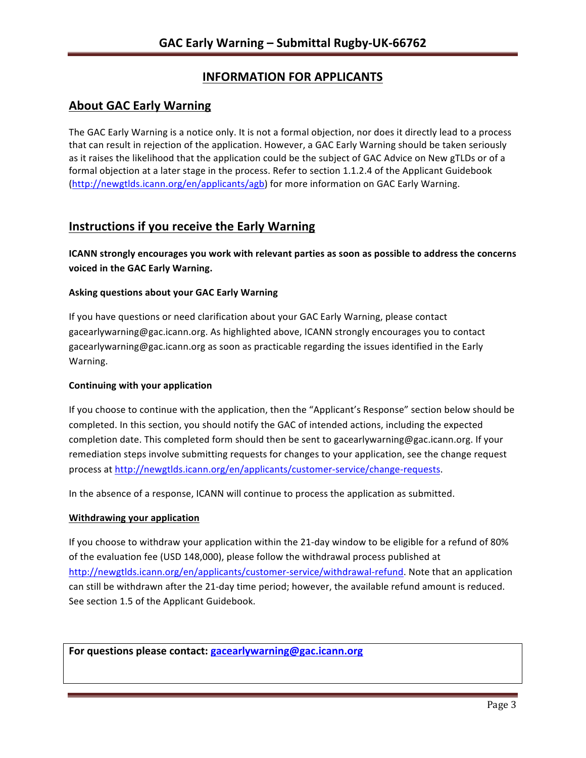## INFORMATION FOR APPLICANTS

## About GAC Early Warning

The GAC Early Warning is a notice only. It is not a formal objection, nor does it directly lead to a process that can result in rejection of the application. However, a GAC Early Warning should be taken seriously as it raises the likelihood that the application could be the subject of GAC Advice on New gTLDs or of a formal objection at a later stage in the process. Refer to section 1.1.2.4 of the Applicant Guidebook (http://newgtlds.icann.org/en/applicants/agb) for more information on GAC Early Warning.

## Instructions if you receive the Early Warning

**ICANN strongly encourages you work with relevant parties as soon as possible to address the concerns voiced in the GAC Early Warning.**

### Asking questions about your GAC Early Warning

If you have questions or need clarification about your GAC Early Warning, please contact gacearlywarning@gac.icann.org. As highlighted above, ICANN strongly encourages you to contact gacearlywarning@gac.icann.org as soon as practicable regarding the issues identified in the Early Warning.

### Continuing with your application

If you choose to continue with the application, then the "Applicant's Response" section below should be completed. In this section, you should notify the GAC of intended actions, including the expected completion date. This completed form should then be sent to gacearlywarning@gac.icann.org. If your remediation steps involve submitting requests for changes to your application, see the change request process at http://newgtlds.icann.org/en/applicants/customer-service/change-requests.

In the absence of a response, ICANN will continue to process the application as submitted.

### Withdrawing your application

If you choose to withdraw your application within the 21-day window to be eligible for a refund of 80% of the evaluation fee (USD 148,000), please follow the withdrawal process published at http://newgtlds.icann.org/en/applicants/customer-service/withdrawal-refund. Note that an application can still be withdrawn after the 21-day time period; however, the available refund amount is reduced. See section 1.5 of the Applicant Guidebook.

**For questions please contact: gacearlywarning@gac.icann.org**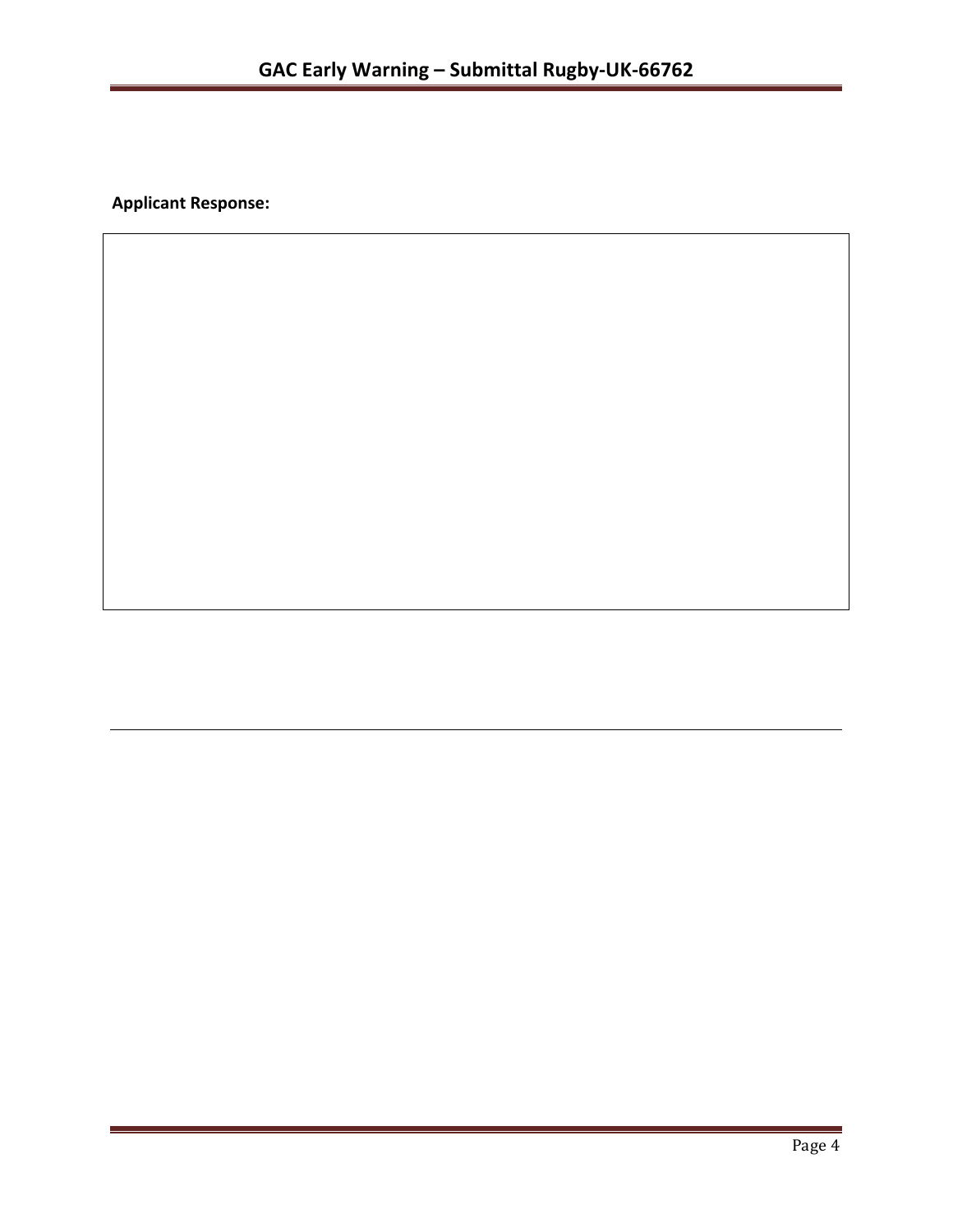**Applicant Response:**

---